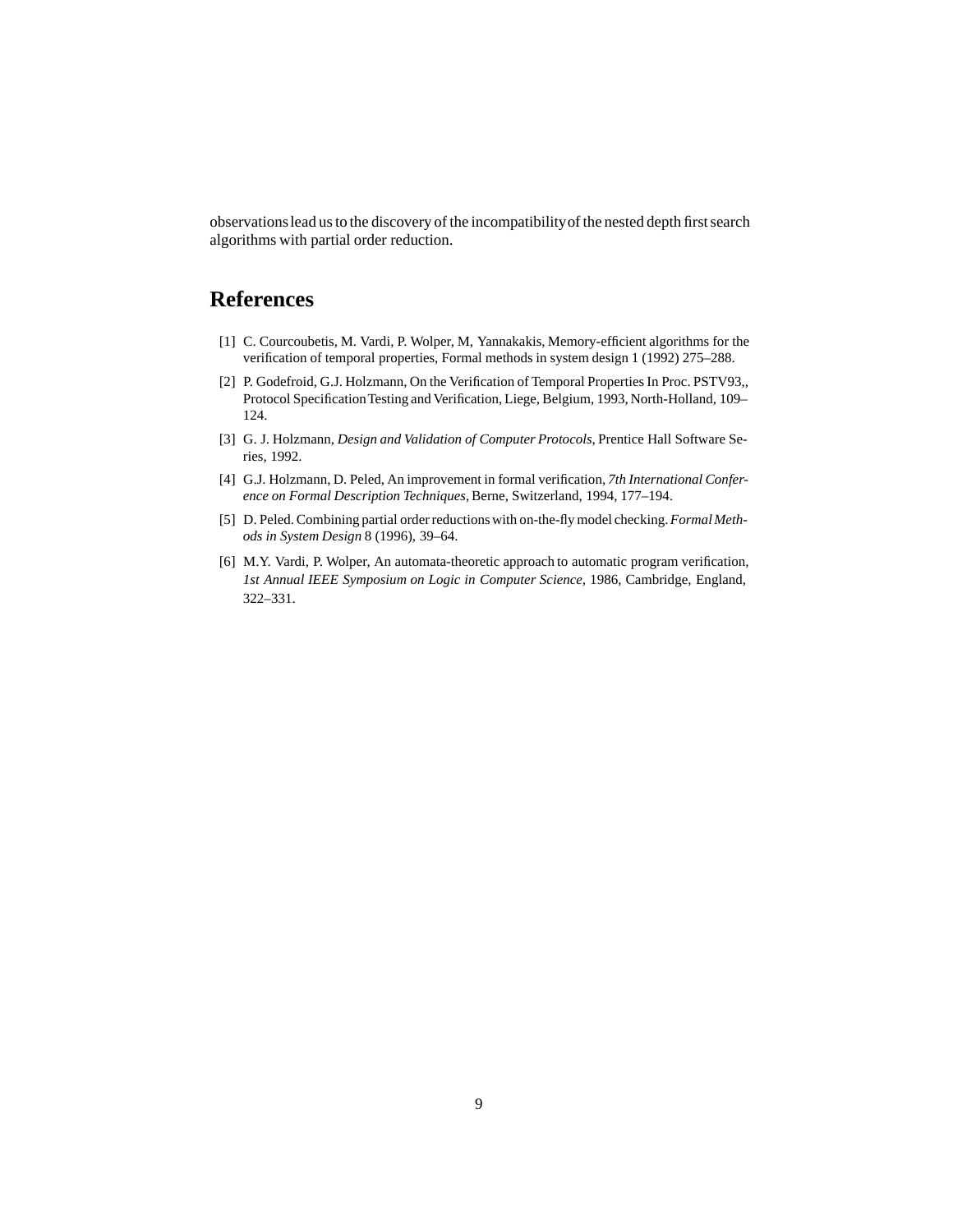observations lead us to the discovery of the incompatibility of the nested depth first search algorithms with partial order reduction.

## References

[1] C. Courcoubetis, M. Vardi, P. Wolper, M, Yannakakis, Memory-efficient algorithms for the verification of temporal properties, Formal methods in system design 1 (1992) 275–288.

[2] P. Godefroid, G.J. Holzmann, On the Verification of Temporal Properties In Proc. PSTV93,, Protocol Specification Testing and Verification, Liege, Belgium, 1993, North-Holland, 109–124.

[3] G. J. Holzmann, *Design and Validation of Computer Protocols*, Prentice Hall Software Series, 1992.

[4] G.J. Holzmann, D. Peled, An improvement in formal verification, *7th International Conference on Formal Description Techniques*, Berne, Switzerland, 1994, 177–194.

[5] D. Peled. Combining partial order reductions with on-the-fly model checking. *Formal Methods in System Design* 8 (1996), 39–64.

[6] M.Y. Vardi, P. Wolper, An automata-theoretic approach to automatic program verification, *1st Annual IEEE Symposium on Logic in Computer Science*, 1986, Cambridge, England, 322–331.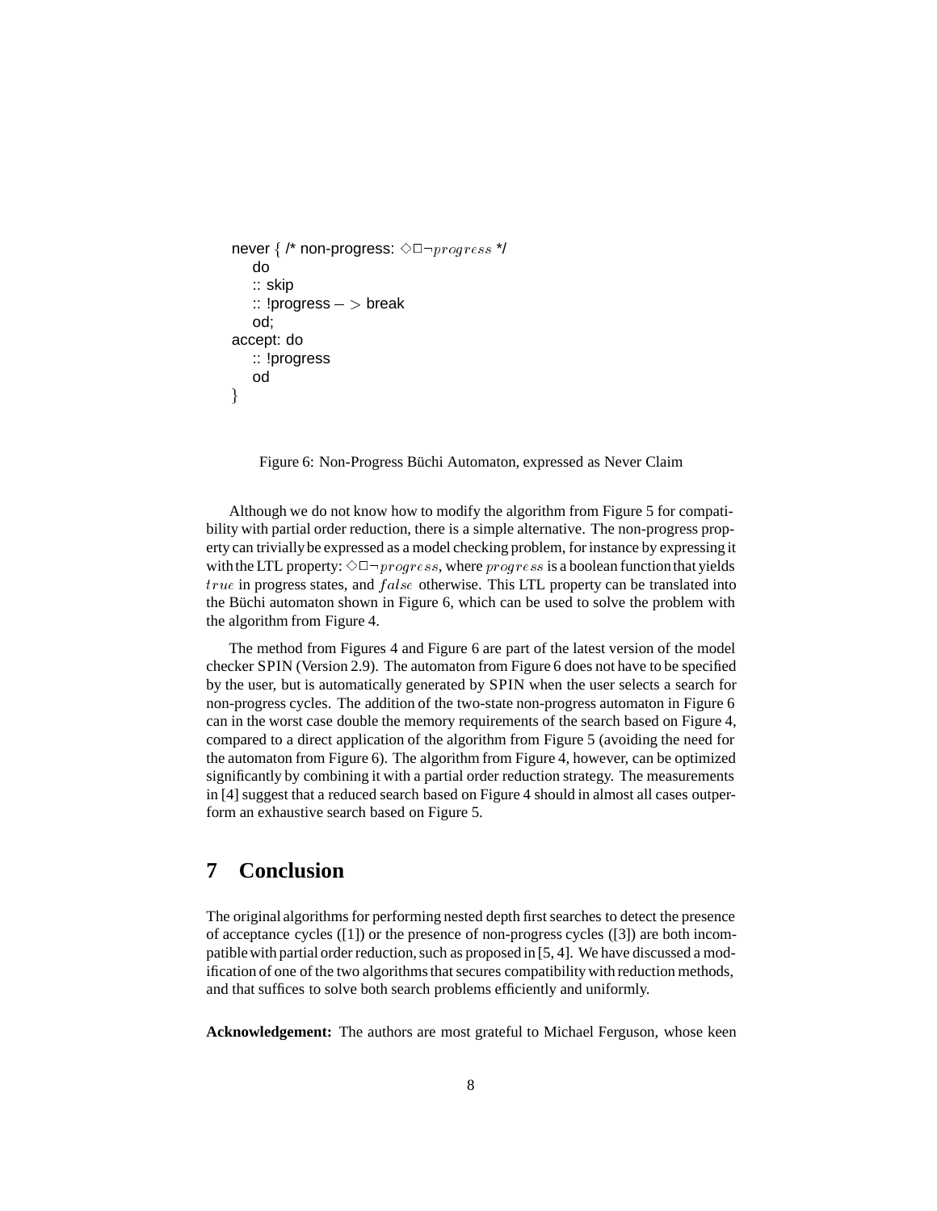```
never { /* non-progress: <>[]!progress */
    do
    :: skip
    :: !progress -> break
    od;
accept: do
    :: !progress
    od
}
```

Figure 6: Non-Progress Büchi Automaton, expressed as Never Claim

Although we do not know how to modify the algorithm from Figure 5 for compatibility with partial order reduction, there is a simple alternative. The non-progress property can trivially be expressed as a model checking problem, for instance by expressing it with the LTL property: $\Diamond\Box\neg progress$, where $progress$ is a boolean function that yields $true$ in progress states, and $false$ otherwise. This LTL property can be translated into the Büchi automaton shown in Figure 6, which can be used to solve the problem with the algorithm from Figure 4.

The method from Figures 4 and Figure 6 are part of the latest version of the model checker SPIN (Version 2.9). The automaton from Figure 6 does not have to be specified by the user, but is automatically generated by SPIN when the user selects a search for non-progress cycles. The addition of the two-state non-progress automaton in Figure 6 can in the worst case double the memory requirements of the search based on Figure 4, compared to a direct application of the algorithm from Figure 5 (avoiding the need for the automaton from Figure 6). The algorithm from Figure 4, however, can be optimized significantly by combining it with a partial order reduction strategy. The measurements in [4] suggest that a reduced search based on Figure 4 should in almost all cases outperform an exhaustive search based on Figure 5.

## 7 Conclusion

The original algorithms for performing nested depth first searches to detect the presence of acceptance cycles ([1]) or the presence of non-progress cycles ([3]) are both incompatible with partial order reduction, such as proposed in [5, 4]. We have discussed a modification of one of the two algorithms that secures compatibility with reduction methods, and that suffices to solve both search problems efficiently and uniformly.

**Acknowledgement:** The authors are most grateful to Michael Ferguson, whose keen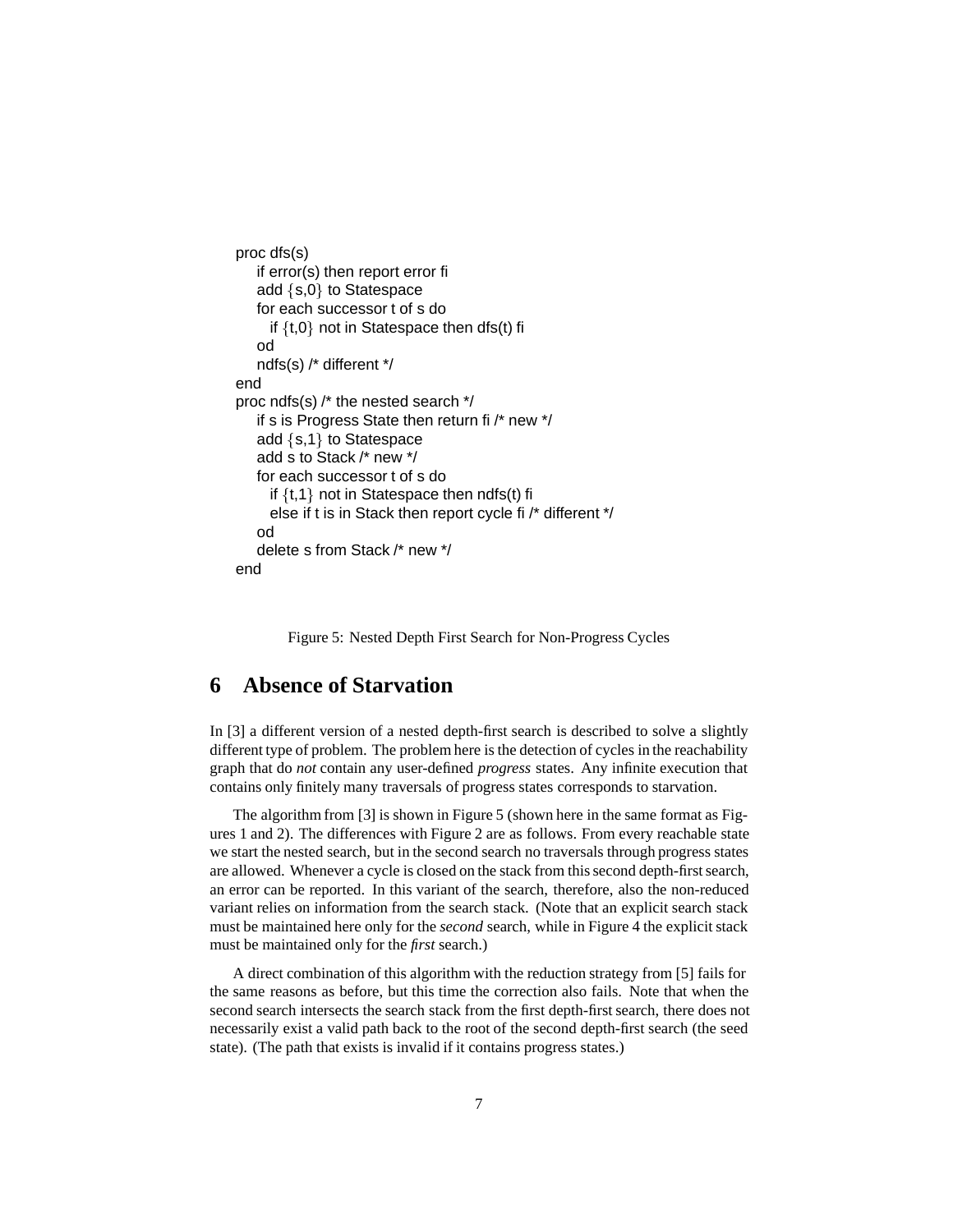```
proc dfs(s)
    if error(s) then report error fi
    add {s,0} to Statespace
    for each successor t of s do
       if {t,0} not in Statespace then dfs(t) fi
    od
    ndfs(s) /* different */
end
proc ndfs(s) /* the nested search */
    if s is Progress State then return fi /* new */
    add {s,1} to Statespace
    add s to Stack /* new */
    for each successor t of s do
       if {t,1} not in Statespace then ndfs(t) fi
       else if t is in Stack then report cycle fi /* different */
    od
    delete s from Stack /* new */
end
```

Figure 5: Nested Depth First Search for Non-Progress Cycles

# 6 Absence of Starvation

In [3] a different version of a nested depth-first search is described to solve a slightly different type of problem. The problem here is the detection of cycles in the reachability graph that do *not* contain any user-defined *progress* states. Any infinite execution that contains only finitely many traversals of progress states corresponds to starvation.

The algorithm from [3] is shown in Figure 5 (shown here in the same format as Figures 1 and 2). The differences with Figure 2 are as follows. From every reachable state we start the nested search, but in the second search no traversals through progress states are allowed. Whenever a cycle is closed on the stack from this second depth-first search, an error can be reported. In this variant of the search, therefore, also the non-reduced variant relies on information from the search stack. (Note that an explicit search stack must be maintained here only for the *second* search, while in Figure 4 the explicit stack must be maintained only for the *first* search.)

A direct combination of this algorithm with the reduction strategy from [5] fails for the same reasons as before, but this time the correction also fails. Note that when the second search intersects the search stack from the first depth-first search, there does not necessarily exist a valid path back to the root of the second depth-first search (the seed state). (The path that exists is invalid if it contains progress states.)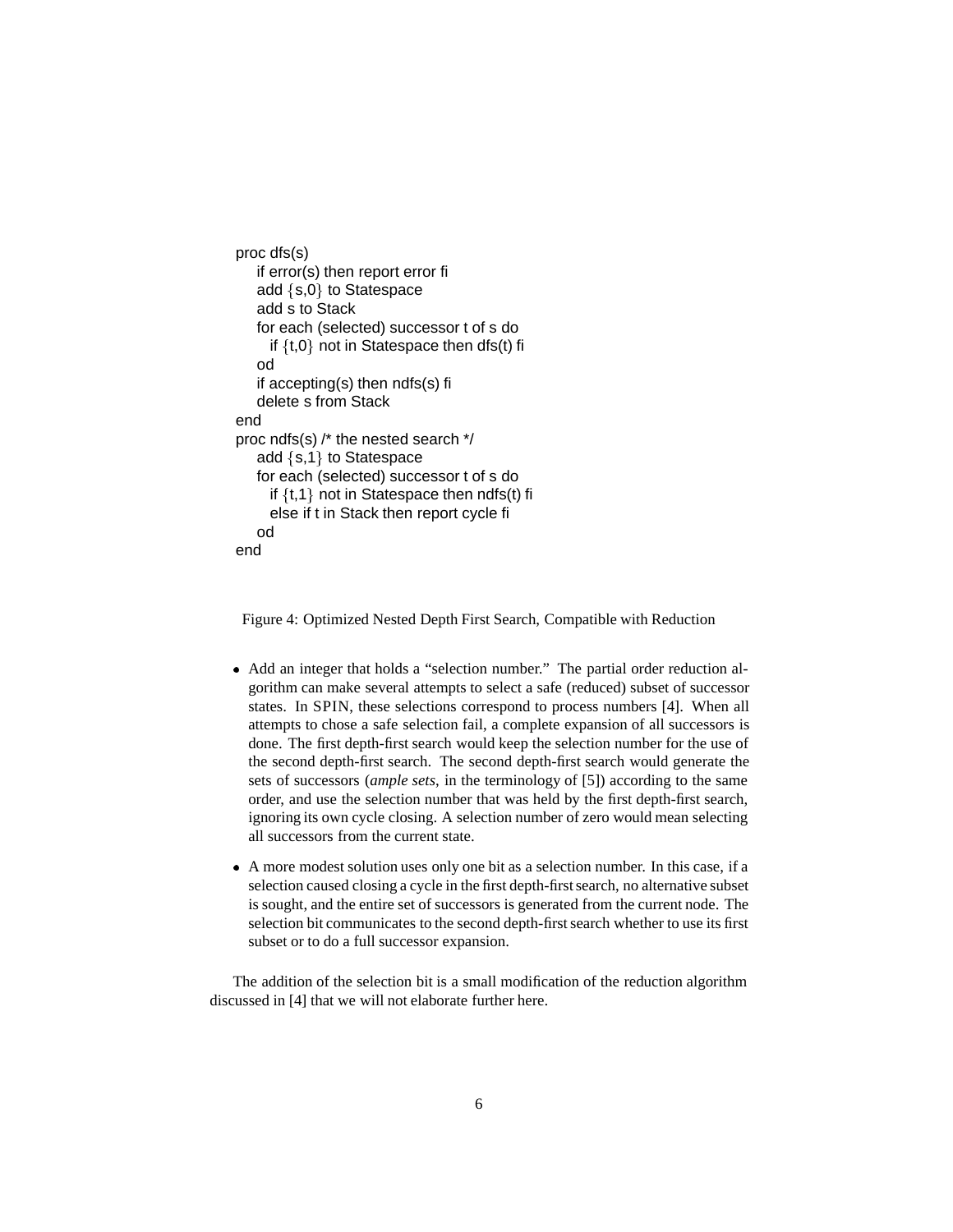```
proc dfs(s)
    if error(s) then report error fi
    add {s,0} to Statespace
    add s to Stack
    for each (selected) successor t of s do
       if {t,0} not in Statespace then dfs(t) fi
    od
    if accepting(s) then ndfs(s) fi
    delete s from Stack
end
proc ndfs(s) /* the nested search */
    add {s,1} to Statespace
    for each (selected) successor t of s do
       if {t,1} not in Statespace then ndfs(t) fi
       else if t in Stack then report cycle fi
    od
end
```

Figure 4: Optimized Nested Depth First Search, Compatible with Reduction

- Add an integer that holds a "selection number." The partial order reduction algorithm can make several attempts to select a safe (reduced) subset of successor states. In SPIN, these selections correspond to process numbers [4]. When all attempts to chose a safe selection fail, a complete expansion of all successors is done. The first depth-first search would keep the selection number for the use of the second depth-first search. The second depth-first search would generate the sets of successors (*ample sets*, in the terminology of [5]) according to the same order, and use the selection number that was held by the first depth-first search, ignoring its own cycle closing. A selection number of zero would mean selecting all successors from the current state.
- A more modest solution uses only one bit as a selection number. In this case, if a selection caused closing a cycle in the first depth-first search, no alternative subset is sought, and the entire set of successors is generated from the current node. The selection bit communicates to the second depth-first search whether to use its first subset or to do a full successor expansion.

The addition of the selection bit is a small modification of the reduction algorithm discussed in [4] that we will not elaborate further here.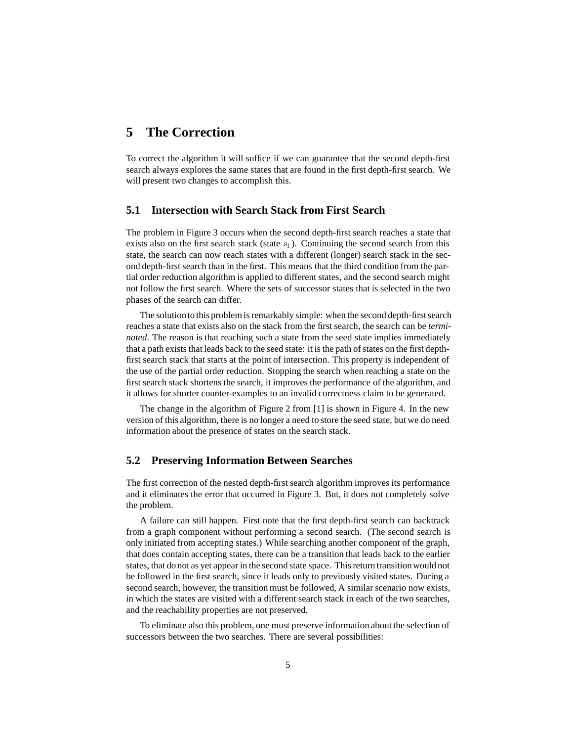# 5 The Correction

To correct the algorithm it will suffice if we can guarantee that the second depth-first search always explores the same states that are found in the first depth-first search. We will present two changes to accomplish this.

## 5.1 Intersection with Search Stack from First Search

The problem in Figure 3 occurs when the second depth-first search reaches a state that exists also on the first search stack (state $s_1$). Continuing the second search from this state, the search can now reach states with a different (longer) search stack in the second depth-first search than in the first. This means that the third condition from the partial order reduction algorithm is applied to different states, and the second search might not follow the first search. Where the sets of successor states that is selected in the two phases of the search can differ.

The solution to this problem is remarkably simple: when the second depth-first search reaches a state that exists also on the stack from the first search, the search can be *terminated*. The reason is that reaching such a state from the seed state implies immediately that a path exists that leads back to the seed state: it is the path of states on the first depth-first search stack that starts at the point of intersection. This property is independent of the use of the partial order reduction. Stopping the search when reaching a state on the first search stack shortens the search, it improves the performance of the algorithm, and it allows for shorter counter-examples to an invalid correctness claim to be generated.

The change in the algorithm of Figure 2 from [1] is shown in Figure 4. In the new version of this algorithm, there is no longer a need to store the seed state, but we do need information about the presence of states on the search stack.

## 5.2 Preserving Information Between Searches

The first correction of the nested depth-first search algorithm improves its performance and it eliminates the error that occurred in Figure 3. But, it does not completely solve the problem.

A failure can still happen. First note that the first depth-first search can backtrack from a graph component without performing a second search. (The second search is only initiated from accepting states.) While searching another component of the graph, that does contain accepting states, there can be a transition that leads back to the earlier states, that do not as yet appear in the second state space. This return transition would not be followed in the first search, since it leads only to previously visited states. During a second search, however, the transition must be followed, A similar scenario now exists, in which the states are visited with a different search stack in each of the two searches, and the reachability properties are not preserved.

To eliminate also this problem, one must preserve information about the selection of successors between the two searches. There are several possibilities: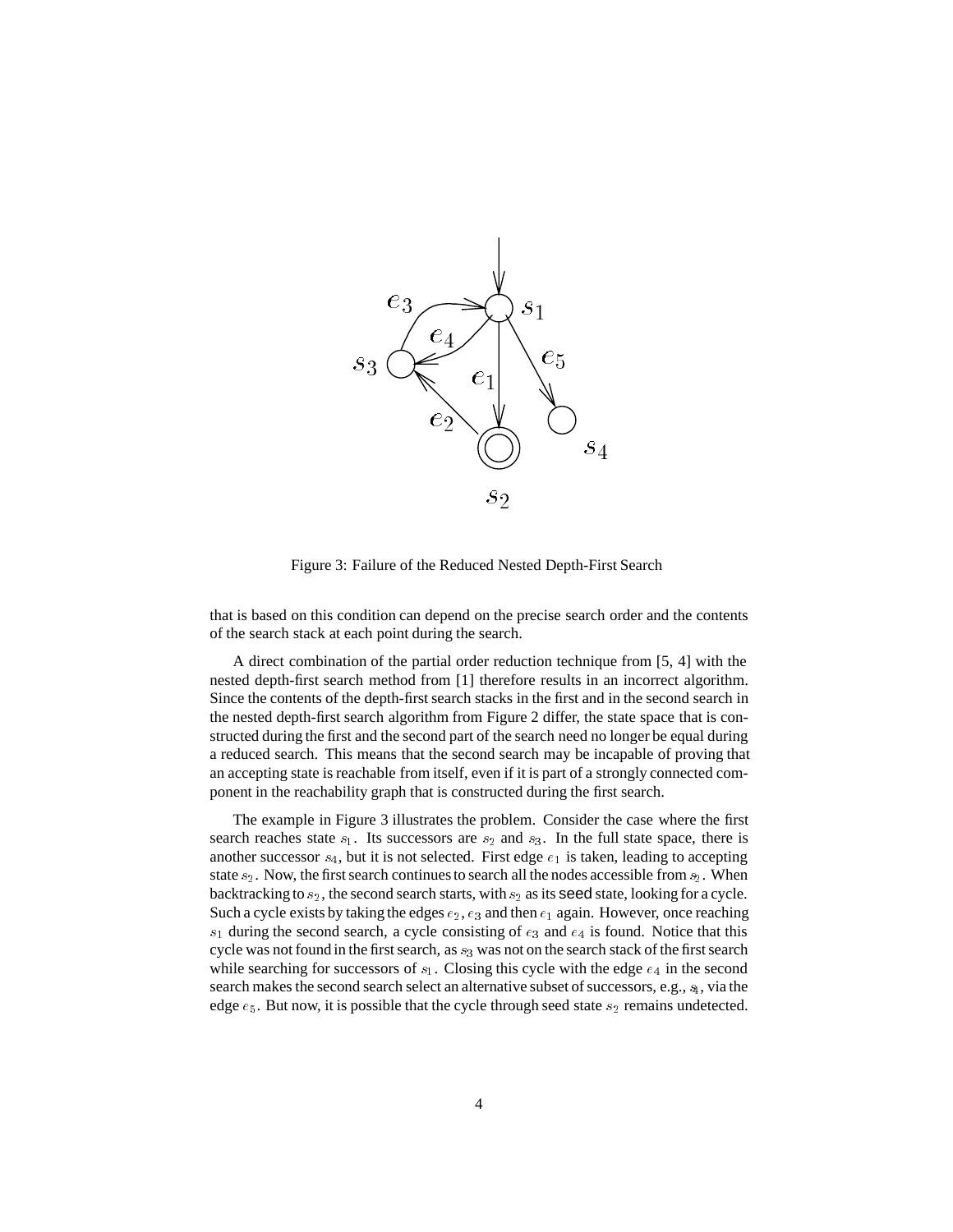Figure 3: Failure of the Reduced Nested Depth-First Search

that is based on this condition can depend on the precise search order and the contents of the search stack at each point during the search.

A direct combination of the partial order reduction technique from [5, 4] with the nested depth-first search method from [1] therefore results in an incorrect algorithm. Since the contents of the depth-first search stacks in the first and in the second search in the nested depth-first search algorithm from Figure 2 differ, the state space that is constructed during the first and the second part of the search need no longer be equal during a reduced search. This means that the second search may be incapable of proving that an accepting state is reachable from itself, even if it is part of a strongly connected component in the reachability graph that is constructed during the first search.

The example in Figure 3 illustrates the problem. Consider the case where the first search reaches state $s_1$. Its successors are $s_2$ and $s_3$. In the full state space, there is another successor $s_4$, but it is not selected. First edge $e_1$ is taken, leading to accepting state $s_2$. Now, the first search continues to search all the nodes accessible from $s_2$. When backtracking to $s_2$, the second search starts, with $s_2$ as its seed state, looking for a cycle. Such a cycle exists by taking the edges $e_2$, $e_3$ and then $e_1$ again. However, once reaching $s_1$ during the second search, a cycle consisting of $e_3$ and $e_4$ is found. Notice that this cycle was not found in the first search, as $s_3$ was not on the search stack of the first search while searching for successors of $s_1$. Closing this cycle with the edge $e_4$ in the second search makes the second search select an alternative subset of successors, e.g., $s_4$, via the edge $e_5$. But now, it is possible that the cycle through seed state $s_2$ remains undetected.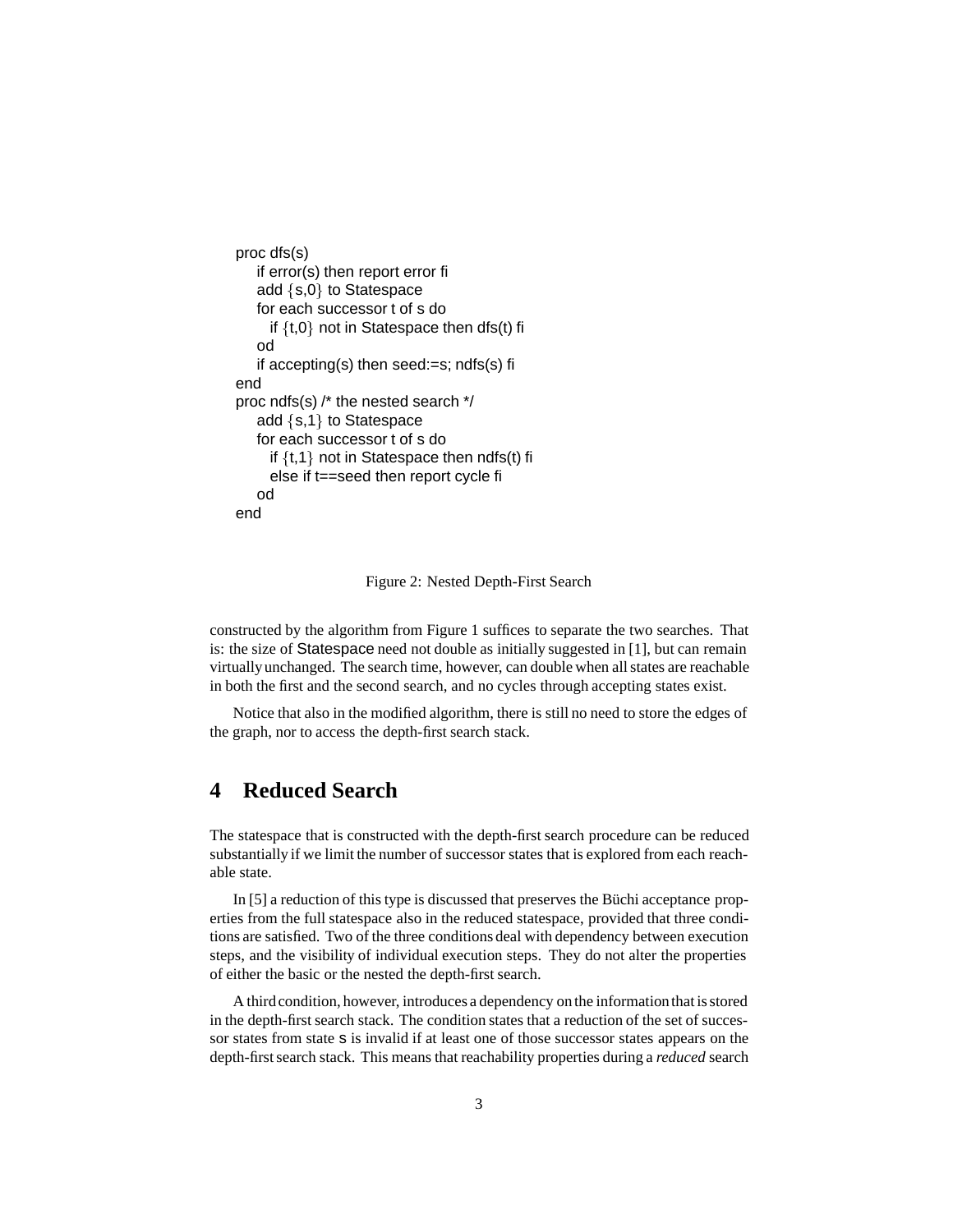```
proc dfs(s)
    if error(s) then report error fi
    add {s,0} to Statespace
    for each successor t of s do
      if {t,0} not in Statespace then dfs(t) fi
    od
    if accepting(s) then seed:=s; ndfs(s) fi
end
proc ndfs(s) /* the nested search */
    add {s,1} to Statespace
    for each successor t of s do
      if {t,1} not in Statespace then ndfs(t) fi
      else if t==seed then report cycle fi
    od
end
```

Figure 2: Nested Depth-First Search

constructed by the algorithm from Figure 1 suffices to separate the two searches. That is: the size of Statespace need not double as initially suggested in [1], but can remain virtually unchanged. The search time, however, can double when all states are reachable in both the first and the second search, and no cycles through accepting states exist.

Notice that also in the modified algorithm, there is still no need to store the edges of the graph, nor to access the depth-first search stack.

## 4 Reduced Search

The statespace that is constructed with the depth-first search procedure can be reduced substantially if we limit the number of successor states that is explored from each reachable state.

In [5] a reduction of this type is discussed that preserves the Büchi acceptance properties from the full statespace also in the reduced statespace, provided that three conditions are satisfied. Two of the three conditions deal with dependency between execution steps, and the visibility of individual execution steps. They do not alter the properties of either the basic or the nested the depth-first search.

A third condition, however, introduces a dependency on the information that is stored in the depth-first search stack. The condition states that a reduction of the set of successor states from state s is invalid if at least one of those successor states appears on the depth-first search stack. This means that reachability properties during a *reduced* search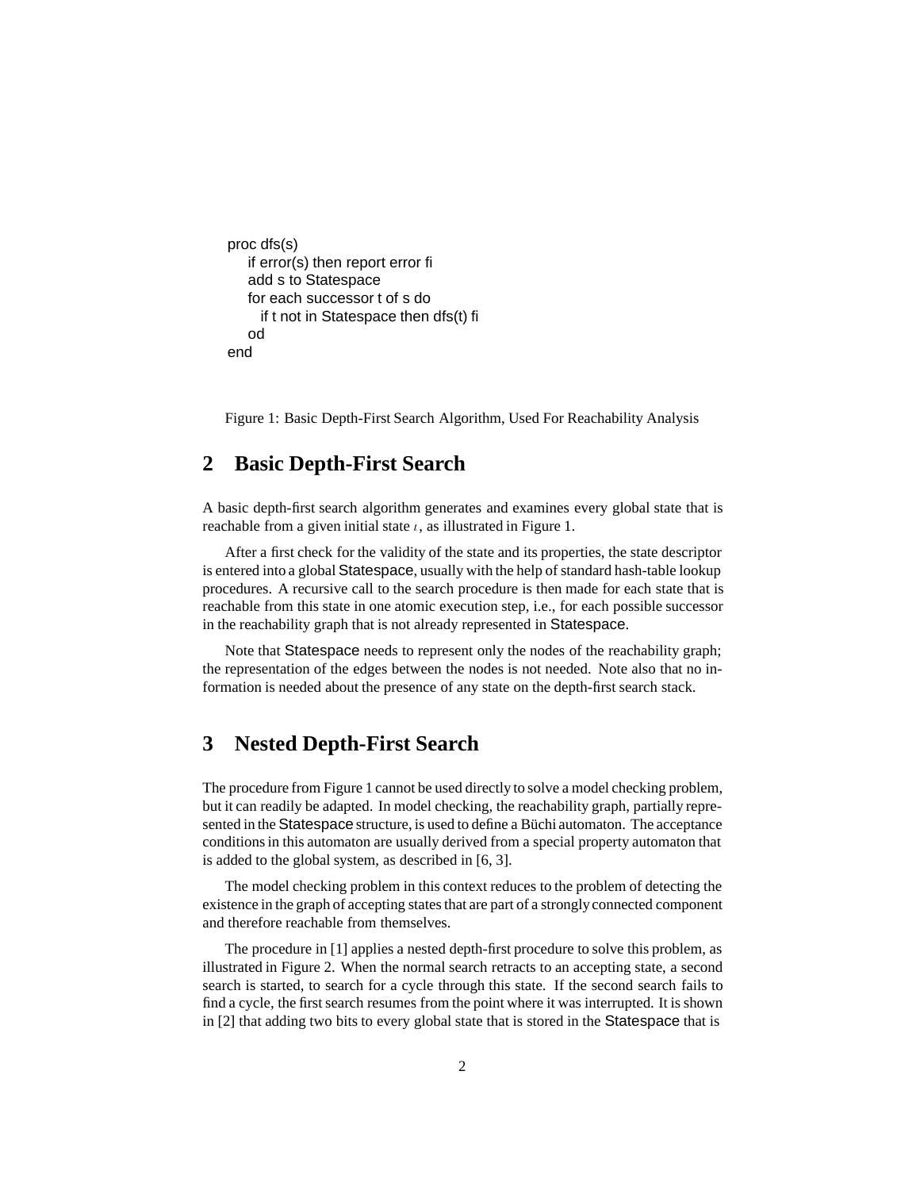```
proc dfs(s)
    if error(s) then report error fi
    add s to Statespace
    for each successor t of s do
        if t not in Statespace then dfs(t) fi
    od
end
```

Figure 1: Basic Depth-First Search Algorithm, Used For Reachability Analysis

## 2 Basic Depth-First Search

A basic depth-first search algorithm generates and examines every global state that is reachable from a given initial state $\iota$, as illustrated in Figure 1.

After a first check for the validity of the state and its properties, the state descriptor is entered into a global Statespace, usually with the help of standard hash-table lookup procedures. A recursive call to the search procedure is then made for each state that is reachable from this state in one atomic execution step, i.e., for each possible successor in the reachability graph that is not already represented in Statespace.

Note that Statespace needs to represent only the nodes of the reachability graph; the representation of the edges between the nodes is not needed. Note also that no information is needed about the presence of any state on the depth-first search stack.

## 3 Nested Depth-First Search

The procedure from Figure 1 cannot be used directly to solve a model checking problem, but it can readily be adapted. In model checking, the reachability graph, partially represented in the Statespace structure, is used to define a Büchi automaton. The acceptance conditions in this automaton are usually derived from a special property automaton that is added to the global system, as described in [6, 3].

The model checking problem in this context reduces to the problem of detecting the existence in the graph of accepting states that are part of a strongly connected component and therefore reachable from themselves.

The procedure in [1] applies a nested depth-first procedure to solve this problem, as illustrated in Figure 2. When the normal search retracts to an accepting state, a second search is started, to search for a cycle through this state. If the second search fails to find a cycle, the first search resumes from the point where it was interrupted. It is shown in [2] that adding two bits to every global state that is stored in the Statespace that is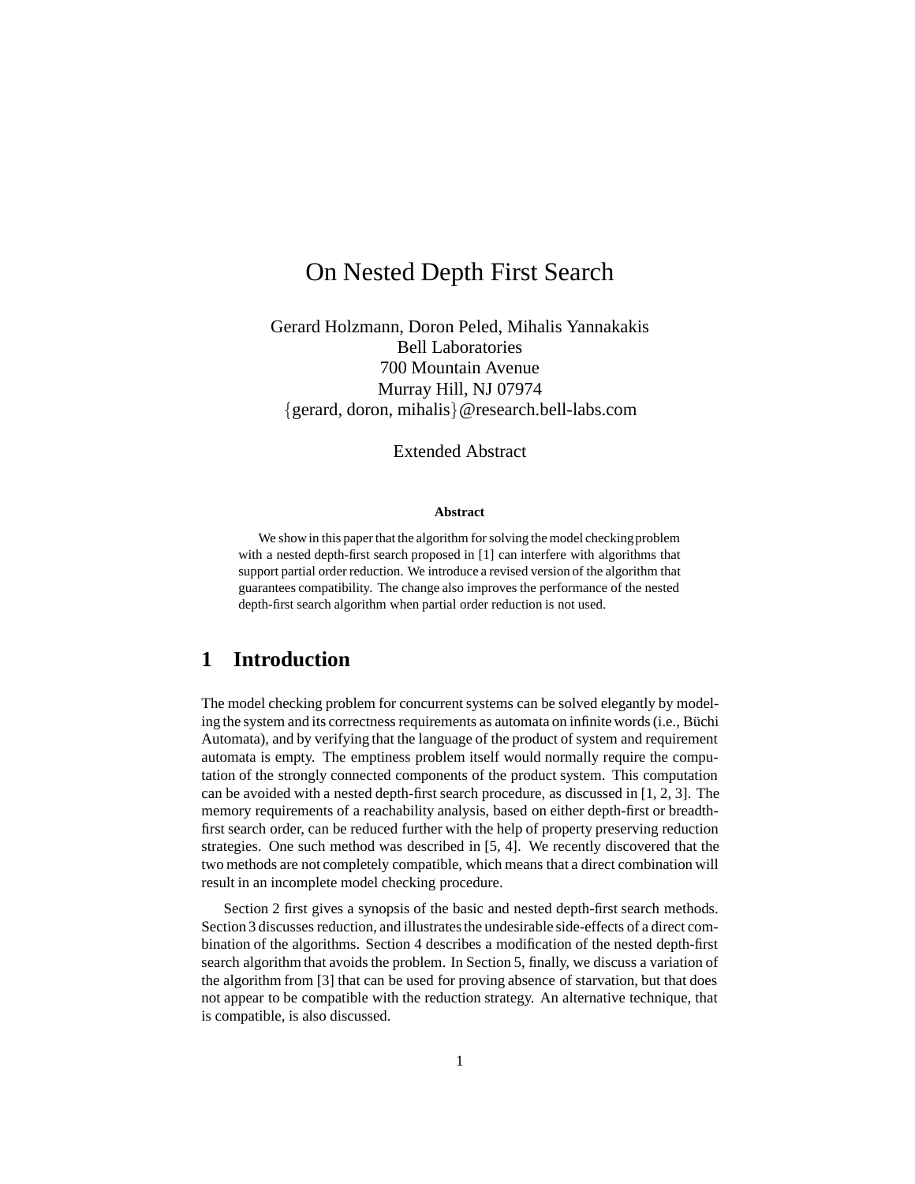# On Nested Depth First Search

Gerard Holzmann, Doron Peled, Mihalis Yannakakis
Bell Laboratories
700 Mountain Avenue
Murray Hill, NJ 07974
{gerard, doron, mihalis}@research.bell-labs.com

Extended Abstract

**Abstract**

We show in this paper that the algorithm for solving the model checking problem with a nested depth-first search proposed in [1] can interfere with algorithms that support partial order reduction. We introduce a revised version of the algorithm that guarantees compatibility. The change also improves the performance of the nested depth-first search algorithm when partial order reduction is not used.

## 1 Introduction

The model checking problem for concurrent systems can be solved elegantly by modeling the system and its correctness requirements as automata on infinite words (i.e., Büchi Automata), and by verifying that the language of the product of system and requirement automata is empty. The emptiness problem itself would normally require the computation of the strongly connected components of the product system. This computation can be avoided with a nested depth-first search procedure, as discussed in [1, 2, 3]. The memory requirements of a reachability analysis, based on either depth-first or breadth-first search order, can be reduced further with the help of property preserving reduction strategies. One such method was described in [5, 4]. We recently discovered that the two methods are not completely compatible, which means that a direct combination will result in an incomplete model checking procedure.

Section 2 first gives a synopsis of the basic and nested depth-first search methods. Section 3 discusses reduction, and illustrates the undesirable side-effects of a direct combination of the algorithms. Section 4 describes a modification of the nested depth-first search algorithm that avoids the problem. In Section 5, finally, we discuss a variation of the algorithm from [3] that can be used for proving absence of starvation, but that does not appear to be compatible with the reduction strategy. An alternative technique, that is compatible, is also discussed.